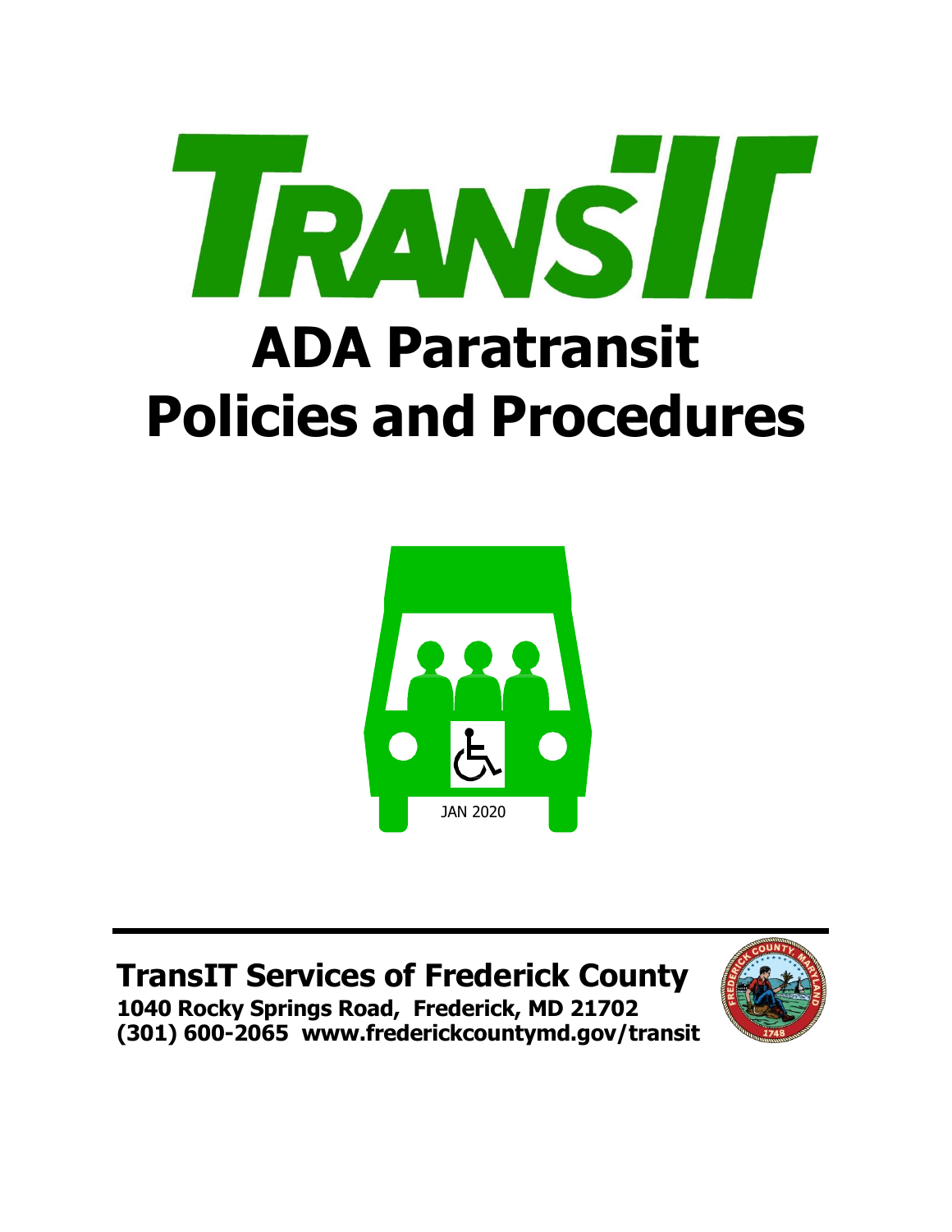# TransIT

# ADA Paratransit Policies and Procedures

JAN 2020

## TransIT Services of Frederick County

**1040 Rocky Springs Road, Frederick, MD 21702**
**(301) 600-2065 www.frederickcountymd.gov/transit**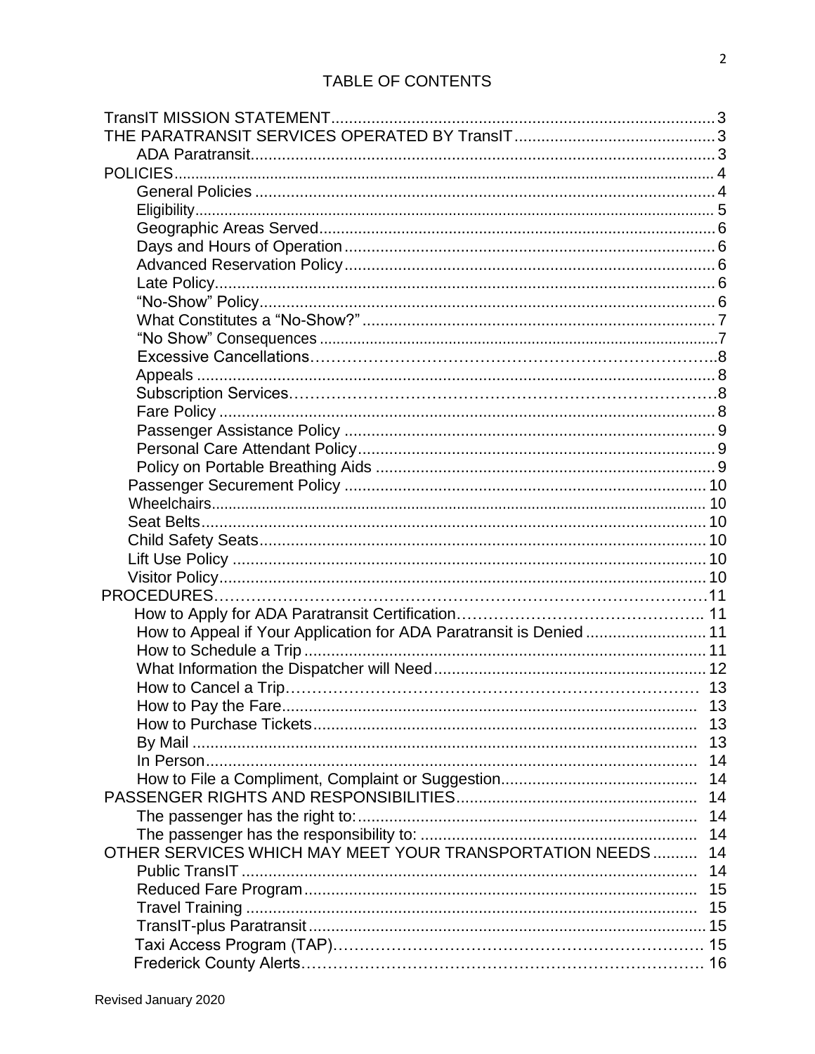# TABLE OF CONTENTS

| | |
|---|---|
| TransIT MISSION STATEMENT | 3 |
| THE PARATRANSIT SERVICES OPERATED BY TransIT | 3 |
| ADA Paratransit | 3 |
| POLICIES | 4 |
| General Policies | 4 |
| Eligibility | 5 |
| Geographic Areas Served | 6 |
| Days and Hours of Operation | 6 |
| Advanced Reservation Policy | 6 |
| Late Policy | 6 |
| "No-Show" Policy | 6 |
| What Constitutes a "No-Show?" | 7 |
| "No Show" Consequences | 7 |
| Excessive Cancellations | 8 |
| Appeals | 8 |
| Subscription Services | 8 |
| Fare Policy | 8 |
| Passenger Assistance Policy | 9 |
| Personal Care Attendant Policy | 9 |
| Policy on Portable Breathing Aids | 9 |
| Passenger Securement Policy | 10 |
| Wheelchairs | 10 |
| Seat Belts | 10 |
| Child Safety Seats | 10 |
| Lift Use Policy | 10 |
| Visitor Policy | 10 |
| PROCEDURES | 11 |
| How to Apply for ADA Paratransit Certification | 11 |
| How to Appeal if Your Application for ADA Paratransit is Denied | 11 |
| How to Schedule a Trip | 11 |
| What Information the Dispatcher will Need | 12 |
| How to Cancel a Trip | 13 |
| How to Pay the Fare | 13 |
| How to Purchase Tickets | 13 |
| By Mail | 13 |
| In Person | 14 |
| How to File a Compliment, Complaint or Suggestion | 14 |
| PASSENGER RIGHTS AND RESPONSIBILITIES | 14 |
| The passenger has the right to: | 14 |
| The passenger has the responsibility to: | 14 |
| OTHER SERVICES WHICH MAY MEET YOUR TRANSPORTATION NEEDS | 14 |
| Public TransIT | 14 |
| Reduced Fare Program | 15 |
| Travel Training | 15 |
| TransIT-plus Paratransit | 15 |
| Taxi Access Program (TAP) | 15 |
| Frederick County Alerts | 16 |

Revised January 2020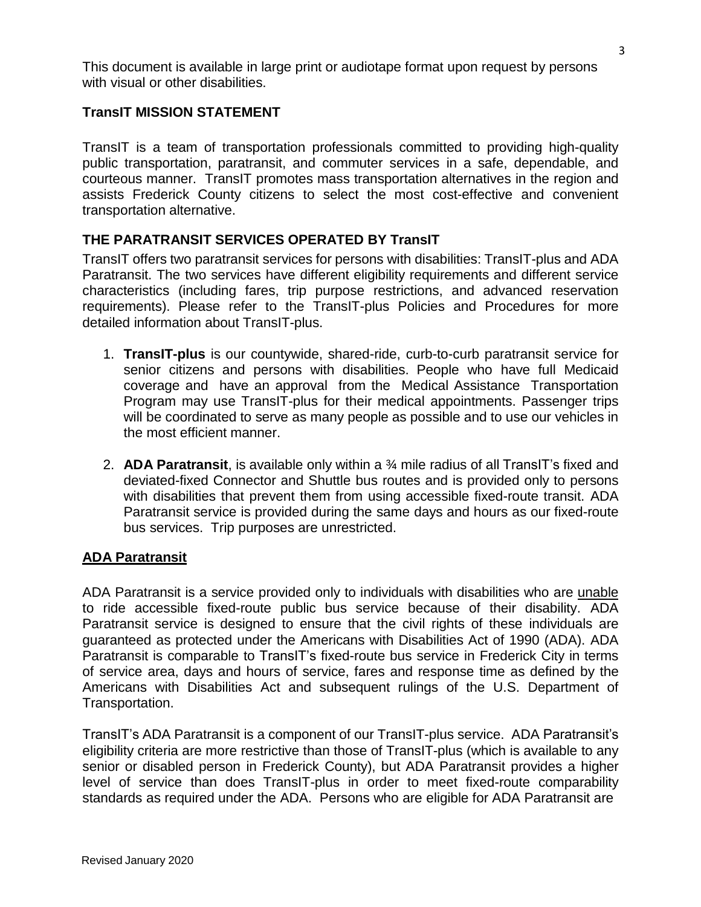This document is available in large print or audiotape format upon request by persons with visual or other disabilities.

## TransIT MISSION STATEMENT

TransIT is a team of transportation professionals committed to providing high-quality public transportation, paratransit, and commuter services in a safe, dependable, and courteous manner. TransIT promotes mass transportation alternatives in the region and assists Frederick County citizens to select the most cost-effective and convenient transportation alternative.

## THE PARATRANSIT SERVICES OPERATED BY TransIT

TransIT offers two paratransit services for persons with disabilities: TransIT-plus and ADA Paratransit. The two services have different eligibility requirements and different service characteristics (including fares, trip purpose restrictions, and advanced reservation requirements). Please refer to the TransIT-plus Policies and Procedures for more detailed information about TransIT-plus.

1. **TransIT-plus** is our countywide, shared-ride, curb-to-curb paratransit service for senior citizens and persons with disabilities. People who have full Medicaid coverage and have an approval from the Medical Assistance Transportation Program may use TransIT-plus for their medical appointments. Passenger trips will be coordinated to serve as many people as possible and to use our vehicles in the most efficient manner.

2. **ADA Paratransit**, is available only within a ¾ mile radius of all TransIT's fixed and deviated-fixed Connector and Shuttle bus routes and is provided only to persons with disabilities that prevent them from using accessible fixed-route transit. ADA Paratransit service is provided during the same days and hours as our fixed-route bus services. Trip purposes are unrestricted.

## ADA Paratransit

ADA Paratransit is a service provided only to individuals with disabilities who are unable to ride accessible fixed-route public bus service because of their disability. ADA Paratransit service is designed to ensure that the civil rights of these individuals are guaranteed as protected under the Americans with Disabilities Act of 1990 (ADA). ADA Paratransit is comparable to TransIT's fixed-route bus service in Frederick City in terms of service area, days and hours of service, fares and response time as defined by the Americans with Disabilities Act and subsequent rulings of the U.S. Department of Transportation.

TransIT's ADA Paratransit is a component of our TransIT-plus service. ADA Paratransit's eligibility criteria are more restrictive than those of TransIT-plus (which is available to any senior or disabled person in Frederick County), but ADA Paratransit provides a higher level of service than does TransIT-plus in order to meet fixed-route comparability standards as required under the ADA. Persons who are eligible for ADA Paratransit are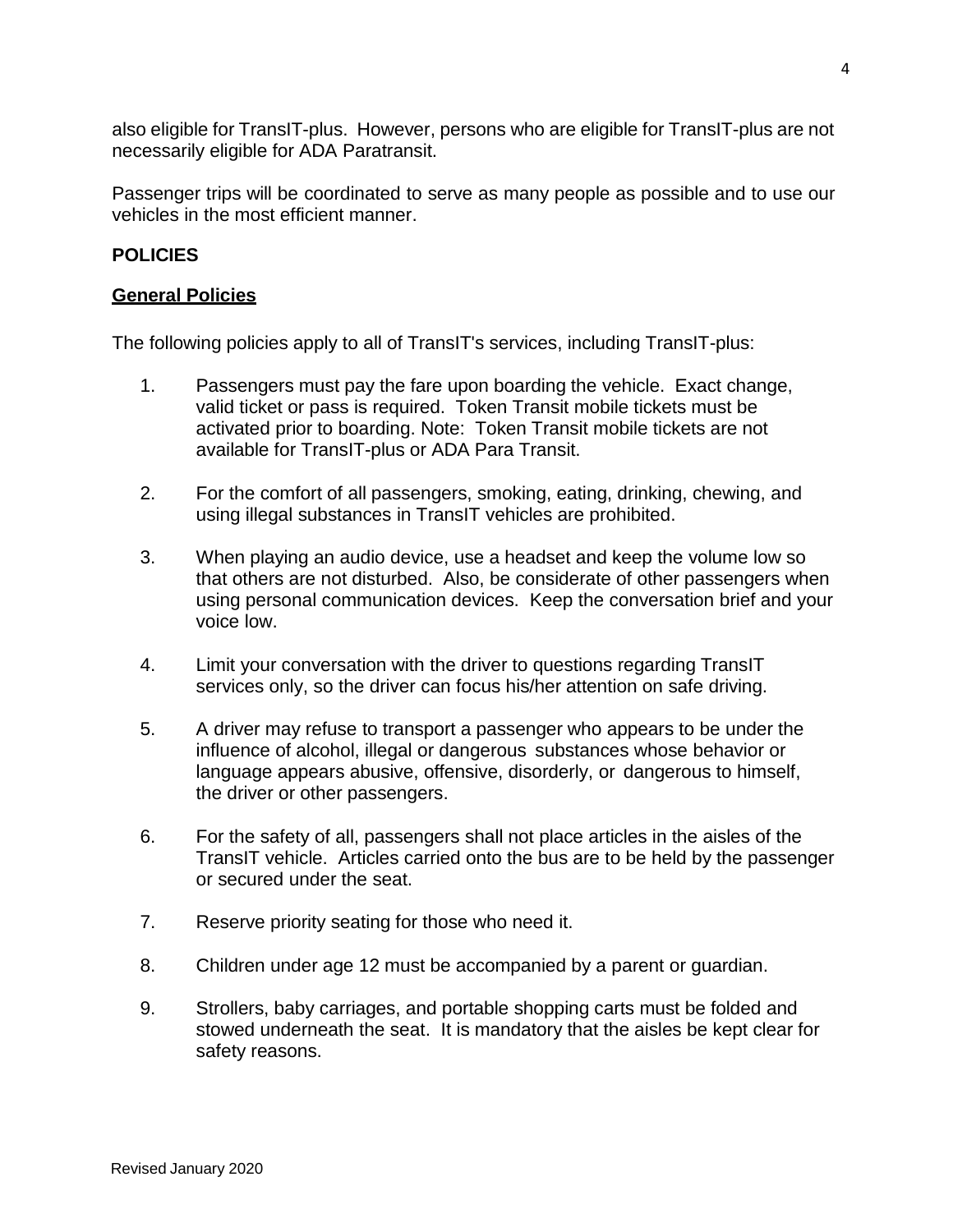also eligible for TransIT-plus. However, persons who are eligible for TransIT-plus are not necessarily eligible for ADA Paratransit.

Passenger trips will be coordinated to serve as many people as possible and to use our vehicles in the most efficient manner.

## POLICIES

### General Policies

The following policies apply to all of TransIT's services, including TransIT-plus:

1. Passengers must pay the fare upon boarding the vehicle. Exact change, valid ticket or pass is required. Token Transit mobile tickets must be activated prior to boarding. Note: Token Transit mobile tickets are not available for TransIT-plus or ADA Para Transit.

2. For the comfort of all passengers, smoking, eating, drinking, chewing, and using illegal substances in TransIT vehicles are prohibited.

3. When playing an audio device, use a headset and keep the volume low so that others are not disturbed. Also, be considerate of other passengers when using personal communication devices. Keep the conversation brief and your voice low.

4. Limit your conversation with the driver to questions regarding TransIT services only, so the driver can focus his/her attention on safe driving.

5. A driver may refuse to transport a passenger who appears to be under the influence of alcohol, illegal or dangerous substances whose behavior or language appears abusive, offensive, disorderly, or dangerous to himself, the driver or other passengers.

6. For the safety of all, passengers shall not place articles in the aisles of the TransIT vehicle. Articles carried onto the bus are to be held by the passenger or secured under the seat.

7. Reserve priority seating for those who need it.

8. Children under age 12 must be accompanied by a parent or guardian.

9. Strollers, baby carriages, and portable shopping carts must be folded and stowed underneath the seat. It is mandatory that the aisles be kept clear for safety reasons.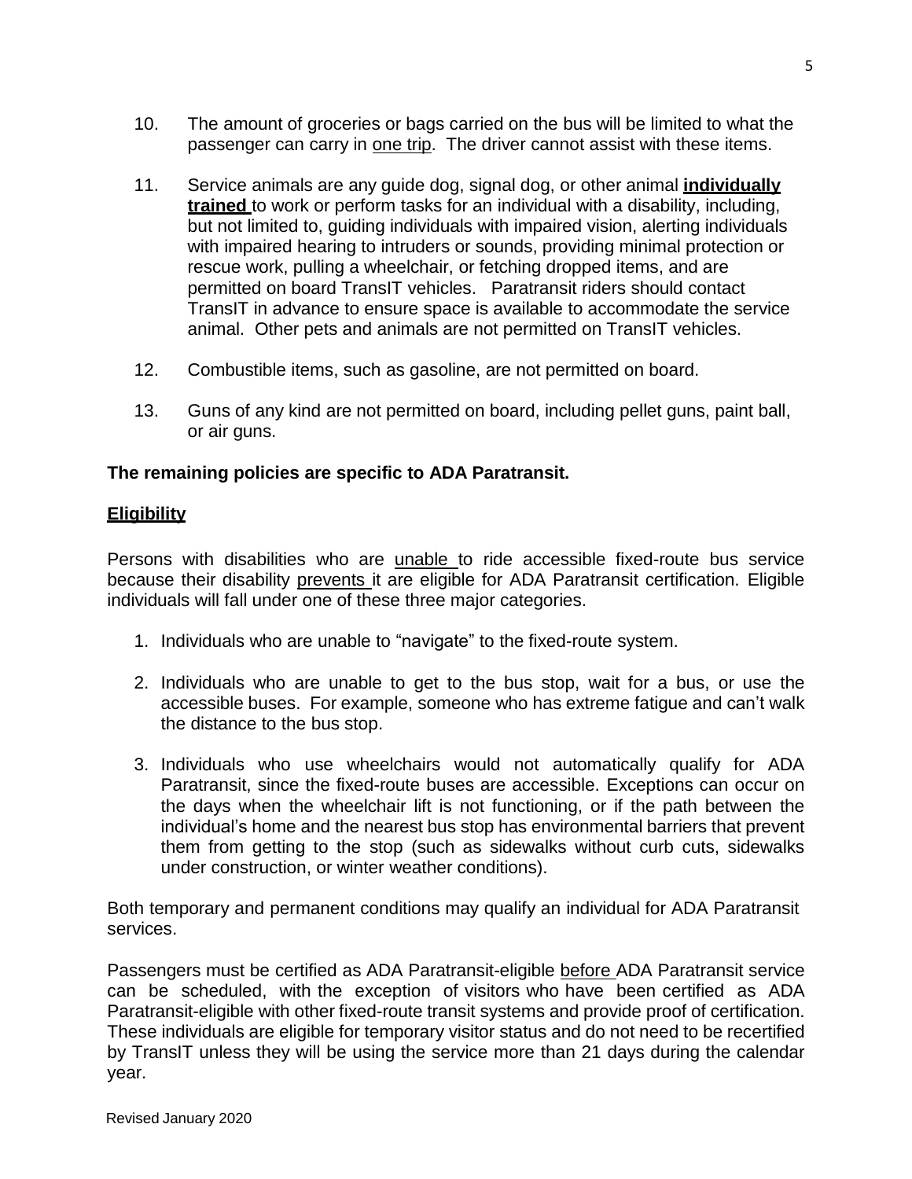10. The amount of groceries or bags carried on the bus will be limited to what the passenger can carry in one trip. The driver cannot assist with these items.

11. Service animals are any guide dog, signal dog, or other animal **individually trained** to work or perform tasks for an individual with a disability, including, but not limited to, guiding individuals with impaired vision, alerting individuals with impaired hearing to intruders or sounds, providing minimal protection or rescue work, pulling a wheelchair, or fetching dropped items, and are permitted on board TransIT vehicles. Paratransit riders should contact TransIT in advance to ensure space is available to accommodate the service animal. Other pets and animals are not permitted on TransIT vehicles.

12. Combustible items, such as gasoline, are not permitted on board.

13. Guns of any kind are not permitted on board, including pellet guns, paint ball, or air guns.

**The remaining policies are specific to ADA Paratransit.**

## Eligibility

Persons with disabilities who are unable to ride accessible fixed-route bus service because their disability prevents it are eligible for ADA Paratransit certification. Eligible individuals will fall under one of these three major categories.

1. Individuals who are unable to "navigate" to the fixed-route system.
2. Individuals who are unable to get to the bus stop, wait for a bus, or use the accessible buses. For example, someone who has extreme fatigue and can't walk the distance to the bus stop.
3. Individuals who use wheelchairs would not automatically qualify for ADA Paratransit, since the fixed-route buses are accessible. Exceptions can occur on the days when the wheelchair lift is not functioning, or if the path between the individual's home and the nearest bus stop has environmental barriers that prevent them from getting to the stop (such as sidewalks without curb cuts, sidewalks under construction, or winter weather conditions).

Both temporary and permanent conditions may qualify an individual for ADA Paratransit services.

Passengers must be certified as ADA Paratransit-eligible before ADA Paratransit service can be scheduled, with the exception of visitors who have been certified as ADA Paratransit-eligible with other fixed-route transit systems and provide proof of certification. These individuals are eligible for temporary visitor status and do not need to be recertified by TransIT unless they will be using the service more than 21 days during the calendar year.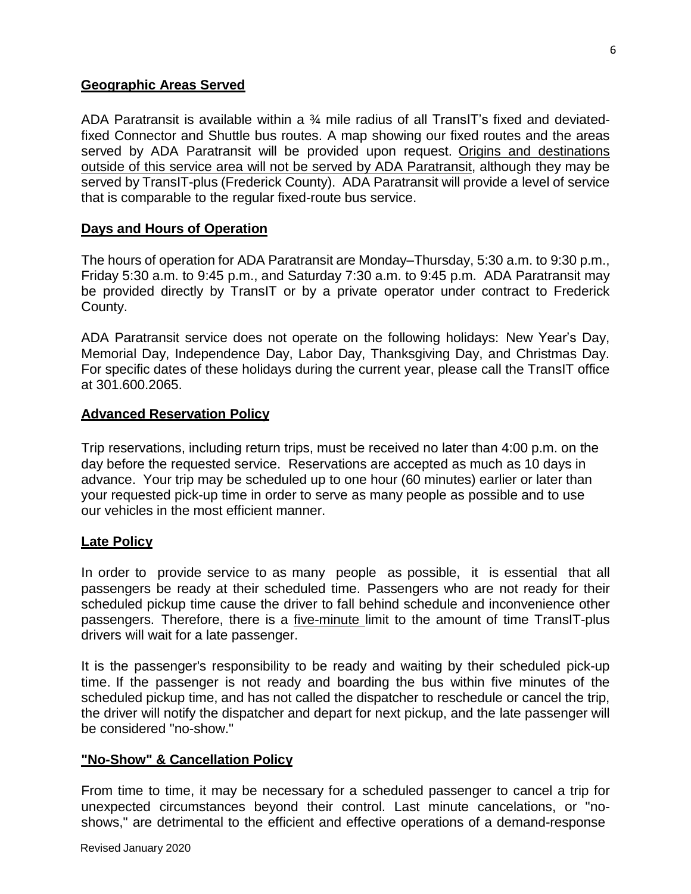## Geographic Areas Served

ADA Paratransit is available within a ¾ mile radius of all TransIT's fixed and deviated-fixed Connector and Shuttle bus routes. A map showing our fixed routes and the areas served by ADA Paratransit will be provided upon request. Origins and destinations outside of this service area will not be served by ADA Paratransit, although they may be served by TransIT-plus (Frederick County). ADA Paratransit will provide a level of service that is comparable to the regular fixed-route bus service.

## Days and Hours of Operation

The hours of operation for ADA Paratransit are Monday–Thursday, 5:30 a.m. to 9:30 p.m., Friday 5:30 a.m. to 9:45 p.m., and Saturday 7:30 a.m. to 9:45 p.m. ADA Paratransit may be provided directly by TransIT or by a private operator under contract to Frederick County.

ADA Paratransit service does not operate on the following holidays: New Year's Day, Memorial Day, Independence Day, Labor Day, Thanksgiving Day, and Christmas Day. For specific dates of these holidays during the current year, please call the TransIT office at 301.600.2065.

## Advanced Reservation Policy

Trip reservations, including return trips, must be received no later than 4:00 p.m. on the day before the requested service. Reservations are accepted as much as 10 days in advance. Your trip may be scheduled up to one hour (60 minutes) earlier or later than your requested pick-up time in order to serve as many people as possible and to use our vehicles in the most efficient manner.

## Late Policy

In order to provide service to as many people as possible, it is essential that all passengers be ready at their scheduled time. Passengers who are not ready for their scheduled pickup time cause the driver to fall behind schedule and inconvenience other passengers. Therefore, there is a five-minute limit to the amount of time TransIT-plus drivers will wait for a late passenger.

It is the passenger's responsibility to be ready and waiting by their scheduled pick-up time. If the passenger is not ready and boarding the bus within five minutes of the scheduled pickup time, and has not called the dispatcher to reschedule or cancel the trip, the driver will notify the dispatcher and depart for next pickup, and the late passenger will be considered "no-show."

## "No-Show" & Cancellation Policy

From time to time, it may be necessary for a scheduled passenger to cancel a trip for unexpected circumstances beyond their control. Last minute cancelations, or "no-shows," are detrimental to the efficient and effective operations of a demand-response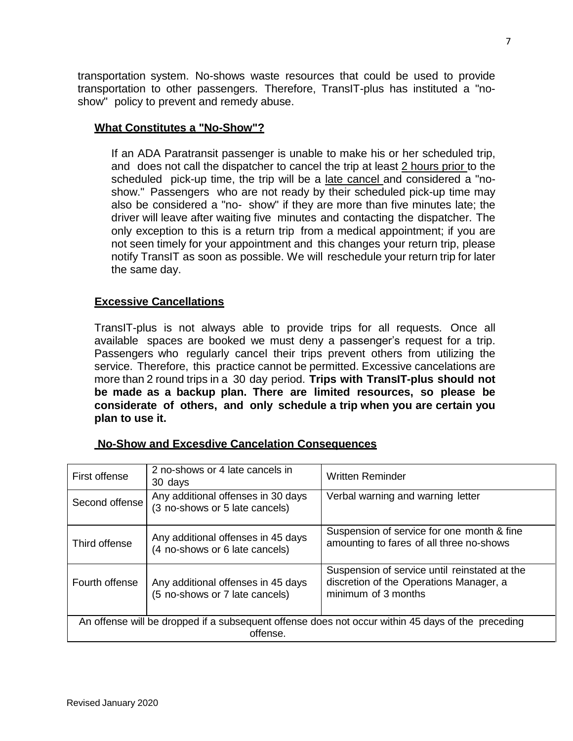transportation system. No-shows waste resources that could be used to provide transportation to other passengers. Therefore, TransIT-plus has instituted a "no-show" policy to prevent and remedy abuse.

### What Constitutes a "No-Show"?

If an ADA Paratransit passenger is unable to make his or her scheduled trip, and does not call the dispatcher to cancel the trip at least 2 hours prior to the scheduled pick-up time, the trip will be a late cancel and considered a "no-show." Passengers who are not ready by their scheduled pick-up time may also be considered a "no- show" if they are more than five minutes late; the driver will leave after waiting five minutes and contacting the dispatcher. The only exception to this is a return trip from a medical appointment; if you are not seen timely for your appointment and this changes your return trip, please notify TransIT as soon as possible. We will reschedule your return trip for later the same day.

### Excessive Cancellations

TransIT-plus is not always able to provide trips for all requests. Once all available spaces are booked we must deny a passenger's request for a trip. Passengers who regularly cancel their trips prevent others from utilizing the service. Therefore, this practice cannot be permitted. Excessive cancelations are more than 2 round trips in a 30 day period. **Trips with TransIT-plus should not be made as a backup plan. There are limited resources, so please be considerate of others, and only schedule a trip when you are certain you plan to use it.**

### No-Show and Excesdive Cancelation Consequences

| First offense | 2 no-shows or 4 late cancels in 30 days | Written Reminder |
|---|---|---|
| Second offense | Any additional offenses in 30 days (3 no-shows or 5 late cancels) | Verbal warning and warning letter |
| Third offense | Any additional offenses in 45 days (4 no-shows or 6 late cancels) | Suspension of service for one month & fine amounting to fares of all three no-shows |
| Fourth offense | Any additional offenses in 45 days (5 no-shows or 7 late cancels) | Suspension of service until reinstated at the discretion of the Operations Manager, a minimum of 3 months |
| An offense will be dropped if a subsequent offense does not occur within 45 days of the preceding offense. | | |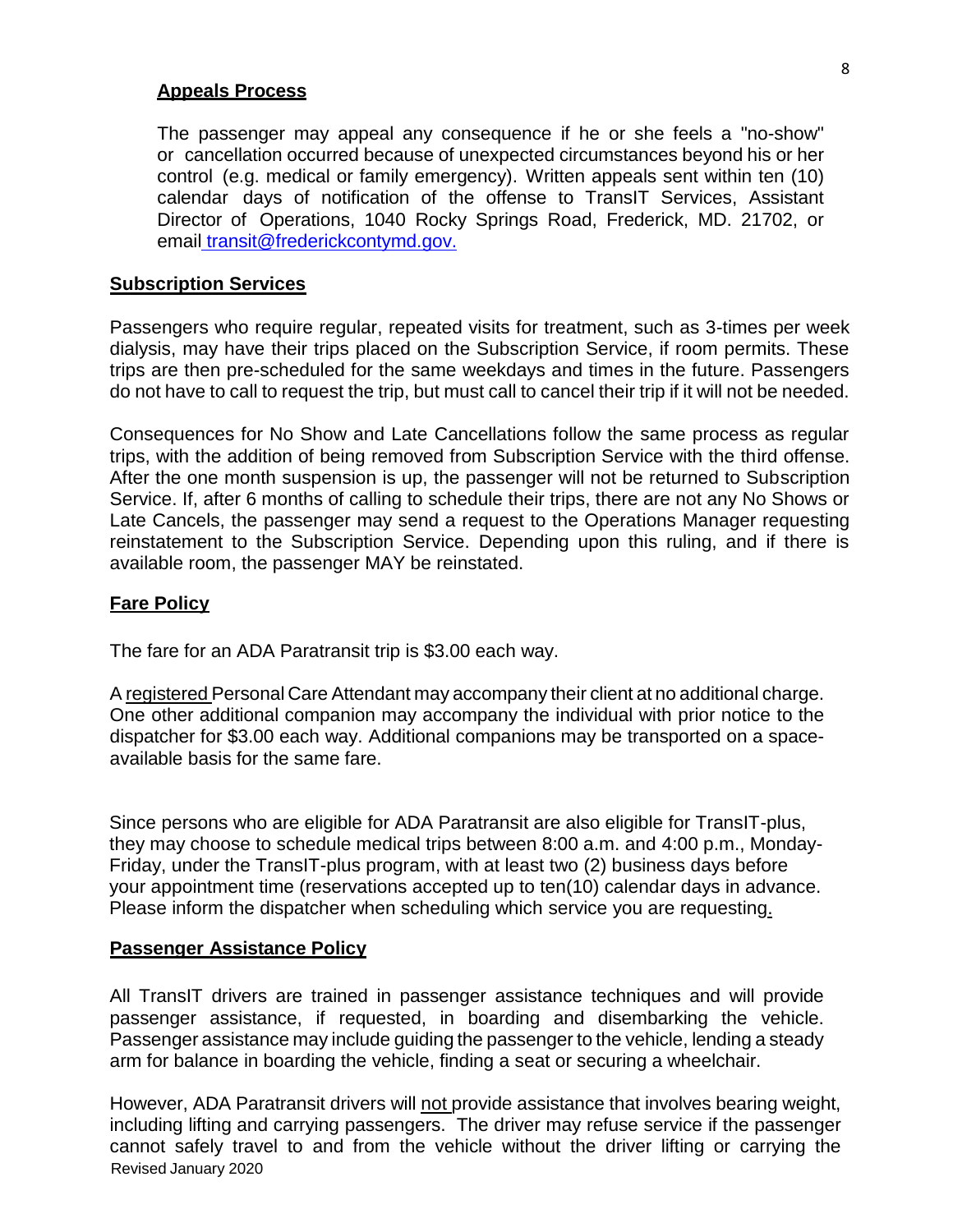### Appeals Process

The passenger may appeal any consequence if he or she feels a "no-show" or cancellation occurred because of unexpected circumstances beyond his or her control (e.g. medical or family emergency). Written appeals sent within ten (10) calendar days of notification of the offense to TransIT Services, Assistant Director of Operations, 1040 Rocky Springs Road, Frederick, MD. 21702, or email transit@frederickcontymd.gov.

## Subscription Services

Passengers who require regular, repeated visits for treatment, such as 3-times per week dialysis, may have their trips placed on the Subscription Service, if room permits. These trips are then pre-scheduled for the same weekdays and times in the future. Passengers do not have to call to request the trip, but must call to cancel their trip if it will not be needed.

Consequences for No Show and Late Cancellations follow the same process as regular trips, with the addition of being removed from Subscription Service with the third offense. After the one month suspension is up, the passenger will not be returned to Subscription Service. If, after 6 months of calling to schedule their trips, there are not any No Shows or Late Cancels, the passenger may send a request to the Operations Manager requesting reinstatement to the Subscription Service. Depending upon this ruling, and if there is available room, the passenger MAY be reinstated.

## Fare Policy

The fare for an ADA Paratransit trip is $3.00 each way.

A registered Personal Care Attendant may accompany their client at no additional charge. One other additional companion may accompany the individual with prior notice to the dispatcher for $3.00 each way. Additional companions may be transported on a space-available basis for the same fare.

Since persons who are eligible for ADA Paratransit are also eligible for TransIT-plus, they may choose to schedule medical trips between 8:00 a.m. and 4:00 p.m., Monday-Friday, under the TransIT-plus program, with at least two (2) business days before your appointment time (reservations accepted up to ten(10) calendar days in advance. Please inform the dispatcher when scheduling which service you are requesting.

## Passenger Assistance Policy

All TransIT drivers are trained in passenger assistance techniques and will provide passenger assistance, if requested, in boarding and disembarking the vehicle. Passenger assistance may include guiding the passenger to the vehicle, lending a steady arm for balance in boarding the vehicle, finding a seat or securing a wheelchair.

However, ADA Paratransit drivers will not provide assistance that involves bearing weight, including lifting and carrying passengers. The driver may refuse service if the passenger cannot safely travel to and from the vehicle without the driver lifting or carrying the

Revised January 2020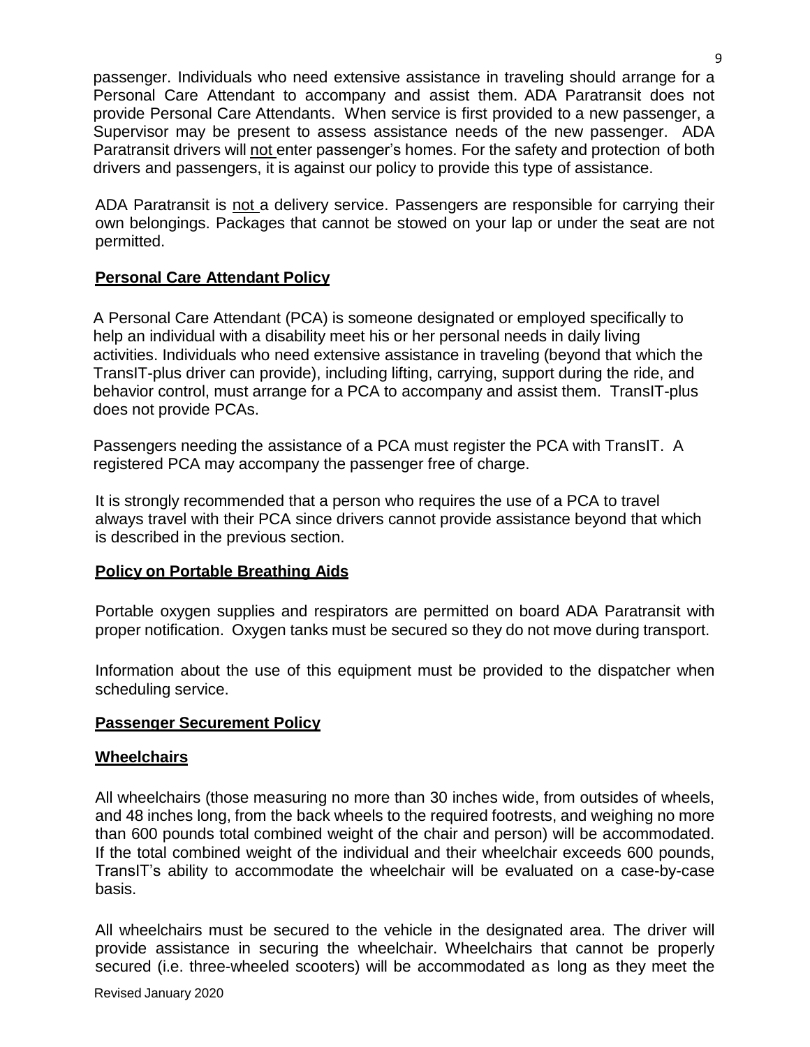passenger. Individuals who need extensive assistance in traveling should arrange for a Personal Care Attendant to accompany and assist them. ADA Paratransit does not provide Personal Care Attendants. When service is first provided to a new passenger, a Supervisor may be present to assess assistance needs of the new passenger. ADA Paratransit drivers will not enter passenger's homes. For the safety and protection of both drivers and passengers, it is against our policy to provide this type of assistance.

ADA Paratransit is not a delivery service. Passengers are responsible for carrying their own belongings. Packages that cannot be stowed on your lap or under the seat are not permitted.

**Personal Care Attendant Policy**

A Personal Care Attendant (PCA) is someone designated or employed specifically to help an individual with a disability meet his or her personal needs in daily living activities. Individuals who need extensive assistance in traveling (beyond that which the TransIT-plus driver can provide), including lifting, carrying, support during the ride, and behavior control, must arrange for a PCA to accompany and assist them. TransIT-plus does not provide PCAs.

Passengers needing the assistance of a PCA must register the PCA with TransIT. A registered PCA may accompany the passenger free of charge.

It is strongly recommended that a person who requires the use of a PCA to travel always travel with their PCA since drivers cannot provide assistance beyond that which is described in the previous section.

**Policy on Portable Breathing Aids**

Portable oxygen supplies and respirators are permitted on board ADA Paratransit with proper notification. Oxygen tanks must be secured so they do not move during transport.

Information about the use of this equipment must be provided to the dispatcher when scheduling service.

**Passenger Securement Policy**

**Wheelchairs**

All wheelchairs (those measuring no more than 30 inches wide, from outsides of wheels, and 48 inches long, from the back wheels to the required footrests, and weighing no more than 600 pounds total combined weight of the chair and person) will be accommodated. If the total combined weight of the individual and their wheelchair exceeds 600 pounds, TransIT's ability to accommodate the wheelchair will be evaluated on a case-by-case basis.

All wheelchairs must be secured to the vehicle in the designated area. The driver will provide assistance in securing the wheelchair. Wheelchairs that cannot be properly secured (i.e. three-wheeled scooters) will be accommodated as long as they meet the

Revised January 2020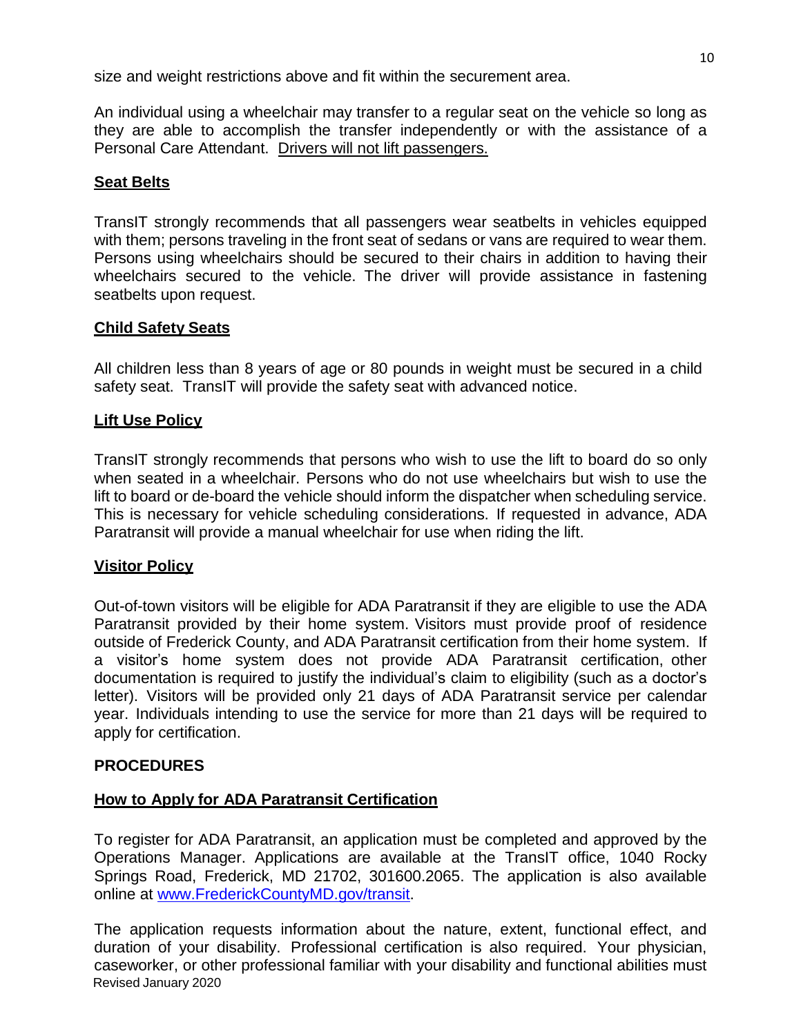size and weight restrictions above and fit within the securement area.

An individual using a wheelchair may transfer to a regular seat on the vehicle so long as they are able to accomplish the transfer independently or with the assistance of a Personal Care Attendant. Drivers will not lift passengers.

### Seat Belts

TransIT strongly recommends that all passengers wear seatbelts in vehicles equipped with them; persons traveling in the front seat of sedans or vans are required to wear them. Persons using wheelchairs should be secured to their chairs in addition to having their wheelchairs secured to the vehicle. The driver will provide assistance in fastening seatbelts upon request.

### Child Safety Seats

All children less than 8 years of age or 80 pounds in weight must be secured in a child safety seat. TransIT will provide the safety seat with advanced notice.

### Lift Use Policy

TransIT strongly recommends that persons who wish to use the lift to board do so only when seated in a wheelchair. Persons who do not use wheelchairs but wish to use the lift to board or de-board the vehicle should inform the dispatcher when scheduling service. This is necessary for vehicle scheduling considerations. If requested in advance, ADA Paratransit will provide a manual wheelchair for use when riding the lift.

### Visitor Policy

Out-of-town visitors will be eligible for ADA Paratransit if they are eligible to use the ADA Paratransit provided by their home system. Visitors must provide proof of residence outside of Frederick County, and ADA Paratransit certification from their home system. If a visitor's home system does not provide ADA Paratransit certification, other documentation is required to justify the individual's claim to eligibility (such as a doctor's letter). Visitors will be provided only 21 days of ADA Paratransit service per calendar year. Individuals intending to use the service for more than 21 days will be required to apply for certification.

## PROCEDURES

### How to Apply for ADA Paratransit Certification

To register for ADA Paratransit, an application must be completed and approved by the Operations Manager. Applications are available at the TransIT office, 1040 Rocky Springs Road, Frederick, MD 21702, 301600.2065. The application is also available online at [www.FrederickCountyMD.gov/transit](http://www.FrederickCountyMD.gov/transit).

The application requests information about the nature, extent, functional effect, and duration of your disability. Professional certification is also required. Your physician, caseworker, or other professional familiar with your disability and functional abilities must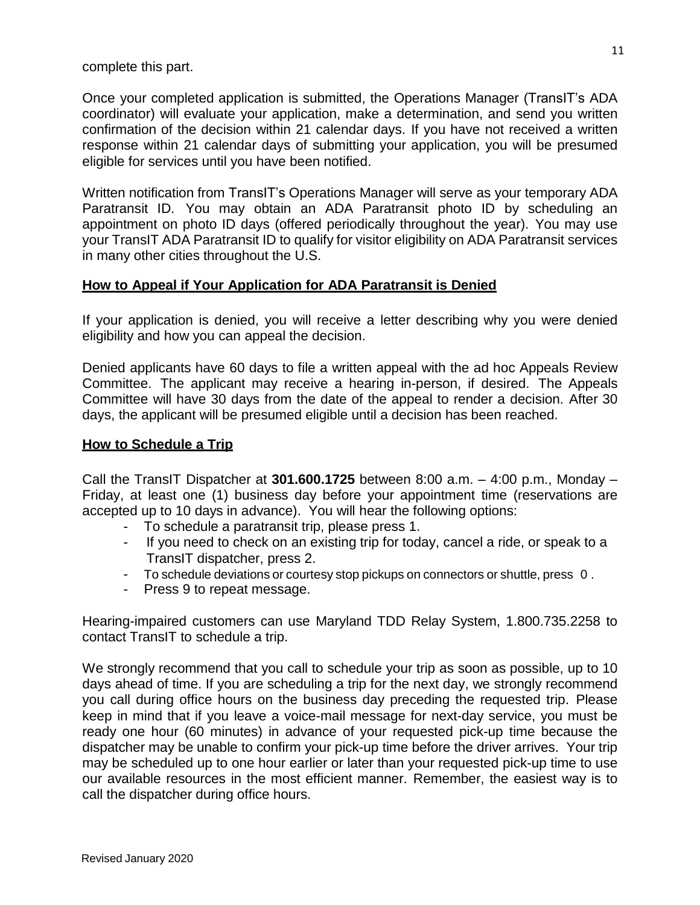complete this part.

Once your completed application is submitted, the Operations Manager (TransIT's ADA coordinator) will evaluate your application, make a determination, and send you written confirmation of the decision within 21 calendar days. If you have not received a written response within 21 calendar days of submitting your application, you will be presumed eligible for services until you have been notified.

Written notification from TransIT's Operations Manager will serve as your temporary ADA Paratransit ID. You may obtain an ADA Paratransit photo ID by scheduling an appointment on photo ID days (offered periodically throughout the year). You may use your TransIT ADA Paratransit ID to qualify for visitor eligibility on ADA Paratransit services in many other cities throughout the U.S.

## How to Appeal if Your Application for ADA Paratransit is Denied

If your application is denied, you will receive a letter describing why you were denied eligibility and how you can appeal the decision.

Denied applicants have 60 days to file a written appeal with the ad hoc Appeals Review Committee. The applicant may receive a hearing in-person, if desired. The Appeals Committee will have 30 days from the date of the appeal to render a decision. After 30 days, the applicant will be presumed eligible until a decision has been reached.

## How to Schedule a Trip

Call the TransIT Dispatcher at **301.600.1725** between 8:00 a.m. – 4:00 p.m., Monday – Friday, at least one (1) business day before your appointment time (reservations are accepted up to 10 days in advance). You will hear the following options:

- To schedule a paratransit trip, please press 1.
- If you need to check on an existing trip for today, cancel a ride, or speak to a TransIT dispatcher, press 2.
- To schedule deviations or courtesy stop pickups on connectors or shuttle, press 0 .
- Press 9 to repeat message.

Hearing-impaired customers can use Maryland TDD Relay System, 1.800.735.2258 to contact TransIT to schedule a trip.

We strongly recommend that you call to schedule your trip as soon as possible, up to 10 days ahead of time. If you are scheduling a trip for the next day, we strongly recommend you call during office hours on the business day preceding the requested trip. Please keep in mind that if you leave a voice-mail message for next-day service, you must be ready one hour (60 minutes) in advance of your requested pick-up time because the dispatcher may be unable to confirm your pick-up time before the driver arrives. Your trip may be scheduled up to one hour earlier or later than your requested pick-up time to use our available resources in the most efficient manner. Remember, the easiest way is to call the dispatcher during office hours.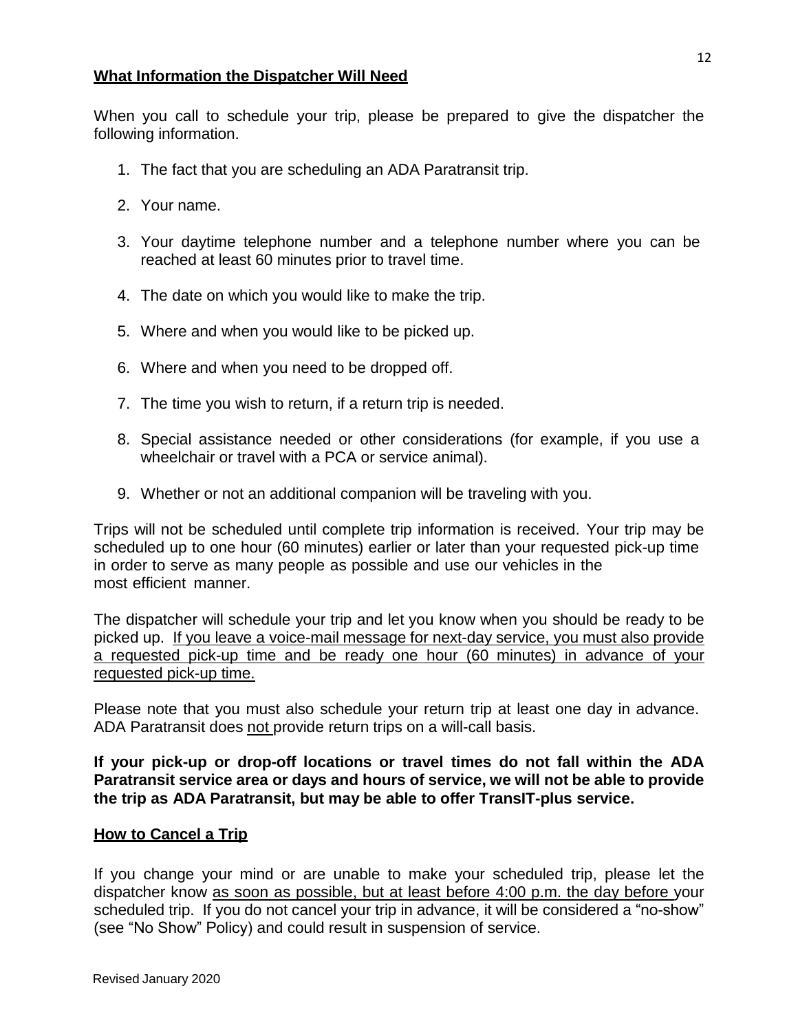## What Information the Dispatcher Will Need

When you call to schedule your trip, please be prepared to give the dispatcher the following information.

1. The fact that you are scheduling an ADA Paratransit trip.
2. Your name.
3. Your daytime telephone number and a telephone number where you can be reached at least 60 minutes prior to travel time.
4. The date on which you would like to make the trip.
5. Where and when you would like to be picked up.
6. Where and when you need to be dropped off.
7. The time you wish to return, if a return trip is needed.
8. Special assistance needed or other considerations (for example, if you use a wheelchair or travel with a PCA or service animal).
9. Whether or not an additional companion will be traveling with you.

Trips will not be scheduled until complete trip information is received. Your trip may be scheduled up to one hour (60 minutes) earlier or later than your requested pick-up time in order to serve as many people as possible and use our vehicles in the most efficient manner.

The dispatcher will schedule your trip and let you know when you should be ready to be picked up. <u>If you leave a voice-mail message for next-day service, you must also provide a requested pick-up time and be ready one hour (60 minutes) in advance of your requested pick-up time.</u>

Please note that you must also schedule your return trip at least one day in advance. ADA Paratransit does <u>not</u> provide return trips on a will-call basis.

**If your pick-up or drop-off locations or travel times do not fall within the ADA Paratransit service area or days and hours of service, we will not be able to provide the trip as ADA Paratransit, but may be able to offer TransIT-plus service.**

## How to Cancel a Trip

If you change your mind or are unable to make your scheduled trip, please let the dispatcher know <u>as soon as possible, but at least before 4:00 p.m. the day before</u> your scheduled trip. If you do not cancel your trip in advance, it will be considered a "no-show" (see "No Show" Policy) and could result in suspension of service.

Revised January 2020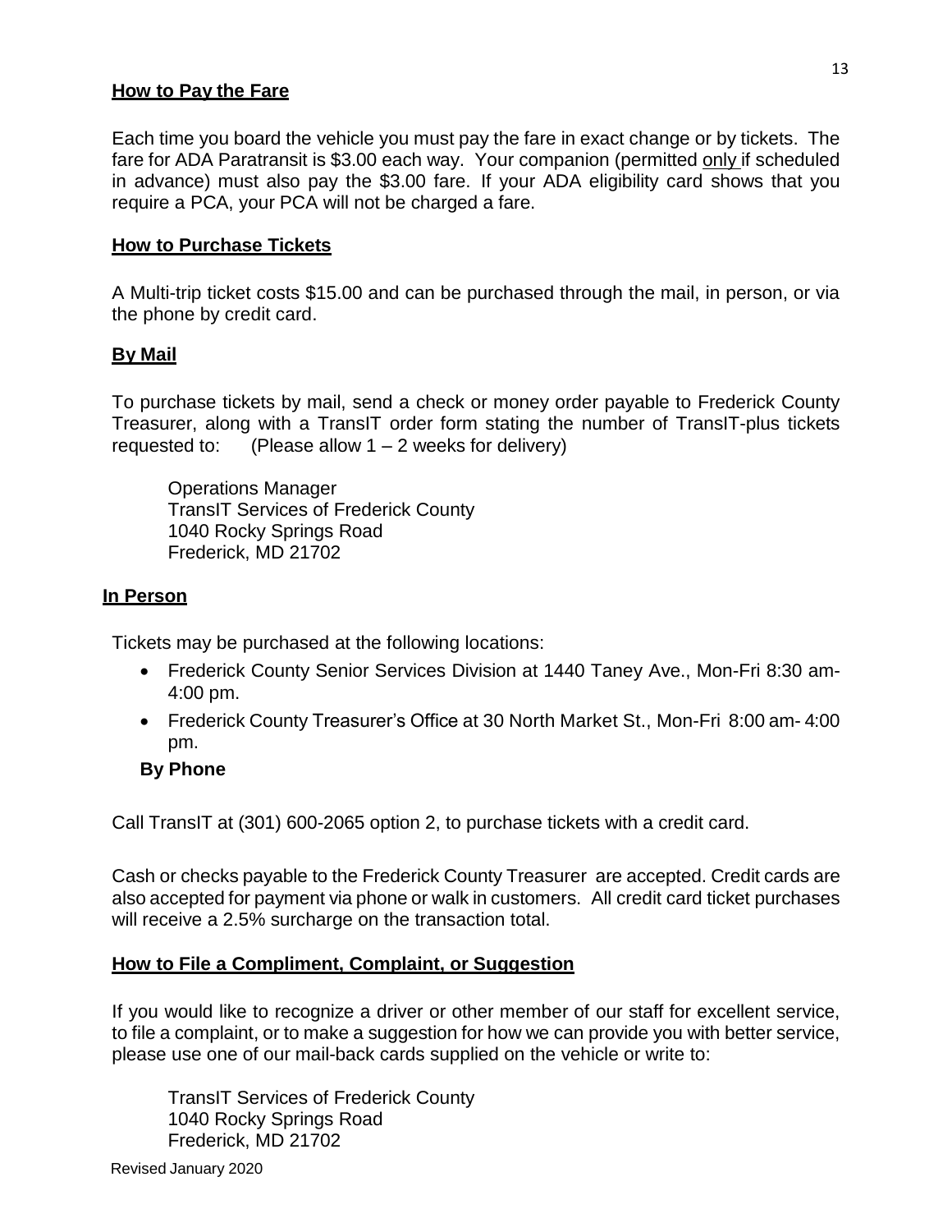## How to Pay the Fare

Each time you board the vehicle you must pay the fare in exact change or by tickets. The fare for ADA Paratransit is $3.00 each way. Your companion (permitted only if scheduled in advance) must also pay the $3.00 fare. If your ADA eligibility card shows that you require a PCA, your PCA will not be charged a fare.

## How to Purchase Tickets

A Multi-trip ticket costs $15.00 and can be purchased through the mail, in person, or via the phone by credit card.

### By Mail

To purchase tickets by mail, send a check or money order payable to Frederick County Treasurer, along with a TransIT order form stating the number of TransIT-plus tickets requested to: (Please allow 1 – 2 weeks for delivery)

Operations Manager
TransIT Services of Frederick County
1040 Rocky Springs Road
Frederick, MD 21702

### In Person

Tickets may be purchased at the following locations:

- Frederick County Senior Services Division at 1440 Taney Ave., Mon-Fri 8:30 am-4:00 pm.
- Frederick County Treasurer's Office at 30 North Market St., Mon-Fri 8:00 am- 4:00 pm.

### By Phone

Call TransIT at (301) 600-2065 option 2, to purchase tickets with a credit card.

Cash or checks payable to the Frederick County Treasurer are accepted. Credit cards are also accepted for payment via phone or walk in customers. All credit card ticket purchases will receive a 2.5% surcharge on the transaction total.

## How to File a Compliment, Complaint, or Suggestion

If you would like to recognize a driver or other member of our staff for excellent service, to file a complaint, or to make a suggestion for how we can provide you with better service, please use one of our mail-back cards supplied on the vehicle or write to:

TransIT Services of Frederick County
1040 Rocky Springs Road
Frederick, MD 21702

Revised January 2020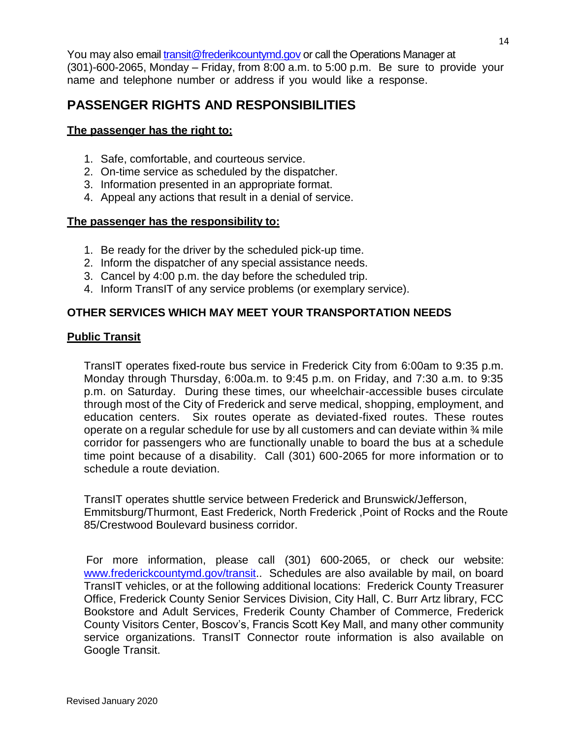You may also email transit@frederikcountymd.gov or call the Operations Manager at (301)-600-2065, Monday – Friday, from 8:00 a.m. to 5:00 p.m. Be sure to provide your name and telephone number or address if you would like a response.

## PASSENGER RIGHTS AND RESPONSIBILITIES

**The passenger has the right to:**

1. Safe, comfortable, and courteous service.
2. On-time service as scheduled by the dispatcher.
3. Information presented in an appropriate format.
4. Appeal any actions that result in a denial of service.

**The passenger has the responsibility to:**

1. Be ready for the driver by the scheduled pick-up time.
2. Inform the dispatcher of any special assistance needs.
3. Cancel by 4:00 p.m. the day before the scheduled trip.
4. Inform TransIT of any service problems (or exemplary service).

### OTHER SERVICES WHICH MAY MEET YOUR TRANSPORTATION NEEDS

**Public Transit**

TransIT operates fixed-route bus service in Frederick City from 6:00am to 9:35 p.m. Monday through Thursday, 6:00a.m. to 9:45 p.m. on Friday, and 7:30 a.m. to 9:35 p.m. on Saturday. During these times, our wheelchair-accessible buses circulate through most of the City of Frederick and serve medical, shopping, employment, and education centers. Six routes operate as deviated-fixed routes. These routes operate on a regular schedule for use by all customers and can deviate within ¾ mile corridor for passengers who are functionally unable to board the bus at a schedule time point because of a disability. Call (301) 600-2065 for more information or to schedule a route deviation.

TransIT operates shuttle service between Frederick and Brunswick/Jefferson, Emmitsburg/Thurmont, East Frederick, North Frederick ,Point of Rocks and the Route 85/Crestwood Boulevard business corridor.

For more information, please call (301) 600-2065, or check our website: www.frederickcountymd.gov/transit.. Schedules are also available by mail, on board TransIT vehicles, or at the following additional locations: Frederick County Treasurer Office, Frederick County Senior Services Division, City Hall, C. Burr Artz library, FCC Bookstore and Adult Services, Frederik County Chamber of Commerce, Frederick County Visitors Center, Boscov's, Francis Scott Key Mall, and many other community service organizations. TransIT Connector route information is also available on Google Transit.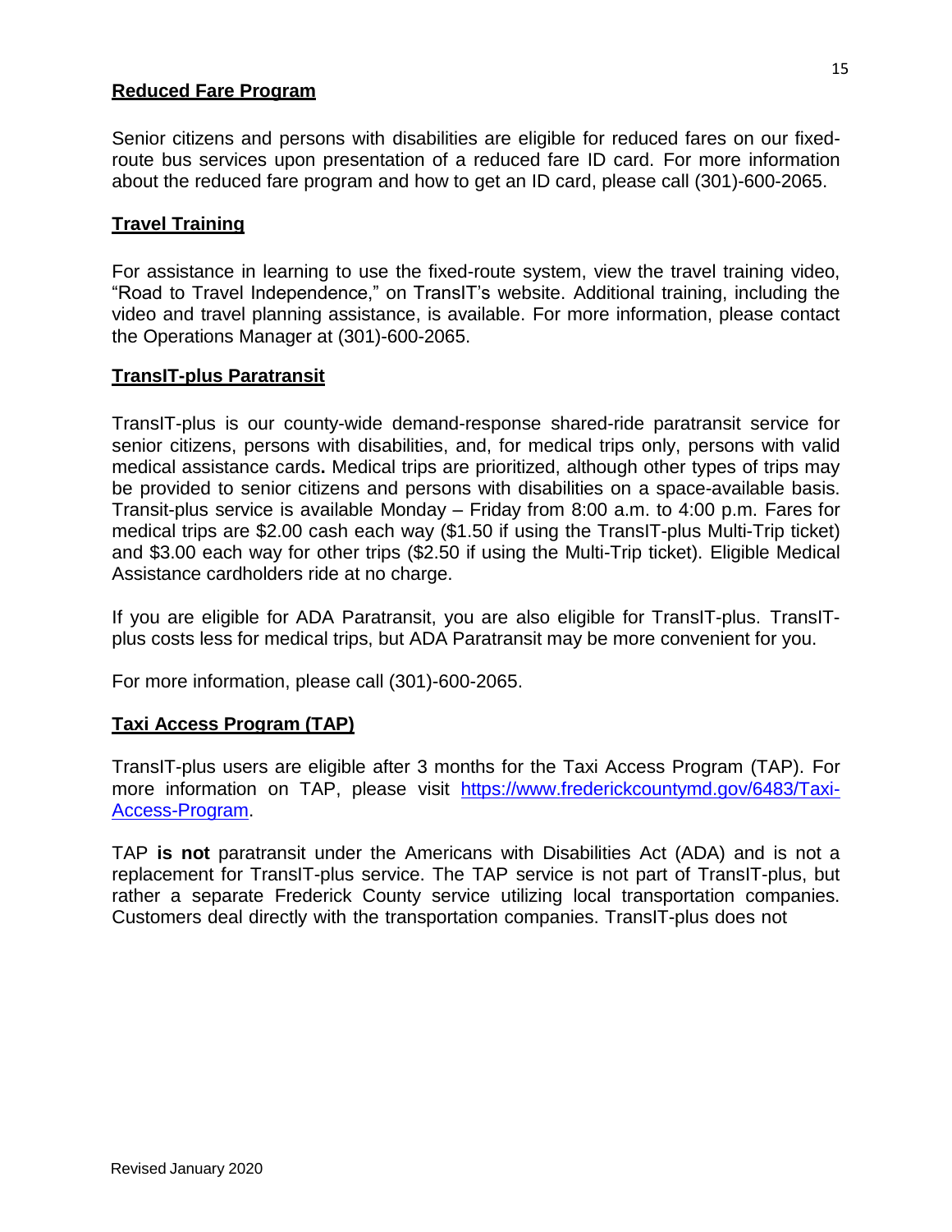## Reduced Fare Program

Senior citizens and persons with disabilities are eligible for reduced fares on our fixed-route bus services upon presentation of a reduced fare ID card. For more information about the reduced fare program and how to get an ID card, please call (301)-600-2065.

## Travel Training

For assistance in learning to use the fixed-route system, view the travel training video, "Road to Travel Independence," on TransIT's website. Additional training, including the video and travel planning assistance, is available. For more information, please contact the Operations Manager at (301)-600-2065.

## TransIT-plus Paratransit

TransIT-plus is our county-wide demand-response shared-ride paratransit service for senior citizens, persons with disabilities, and, for medical trips only, persons with valid medical assistance cards**.** Medical trips are prioritized, although other types of trips may be provided to senior citizens and persons with disabilities on a space-available basis. Transit-plus service is available Monday – Friday from 8:00 a.m. to 4:00 p.m. Fares for medical trips are $2.00 cash each way ($1.50 if using the TransIT-plus Multi-Trip ticket) and $3.00 each way for other trips ($2.50 if using the Multi-Trip ticket). Eligible Medical Assistance cardholders ride at no charge.

If you are eligible for ADA Paratransit, you are also eligible for TransIT-plus. TransIT-plus costs less for medical trips, but ADA Paratransit may be more convenient for you.

For more information, please call (301)-600-2065.

## Taxi Access Program (TAP)

TransIT-plus users are eligible after 3 months for the Taxi Access Program (TAP). For more information on TAP, please visit [https://www.frederickcountymd.gov/6483/Taxi-Access-Program](https://www.frederickcountymd.gov/6483/Taxi-Access-Program).

TAP **is not** paratransit under the Americans with Disabilities Act (ADA) and is not a replacement for TransIT-plus service. The TAP service is not part of TransIT-plus, but rather a separate Frederick County service utilizing local transportation companies. Customers deal directly with the transportation companies. TransIT-plus does not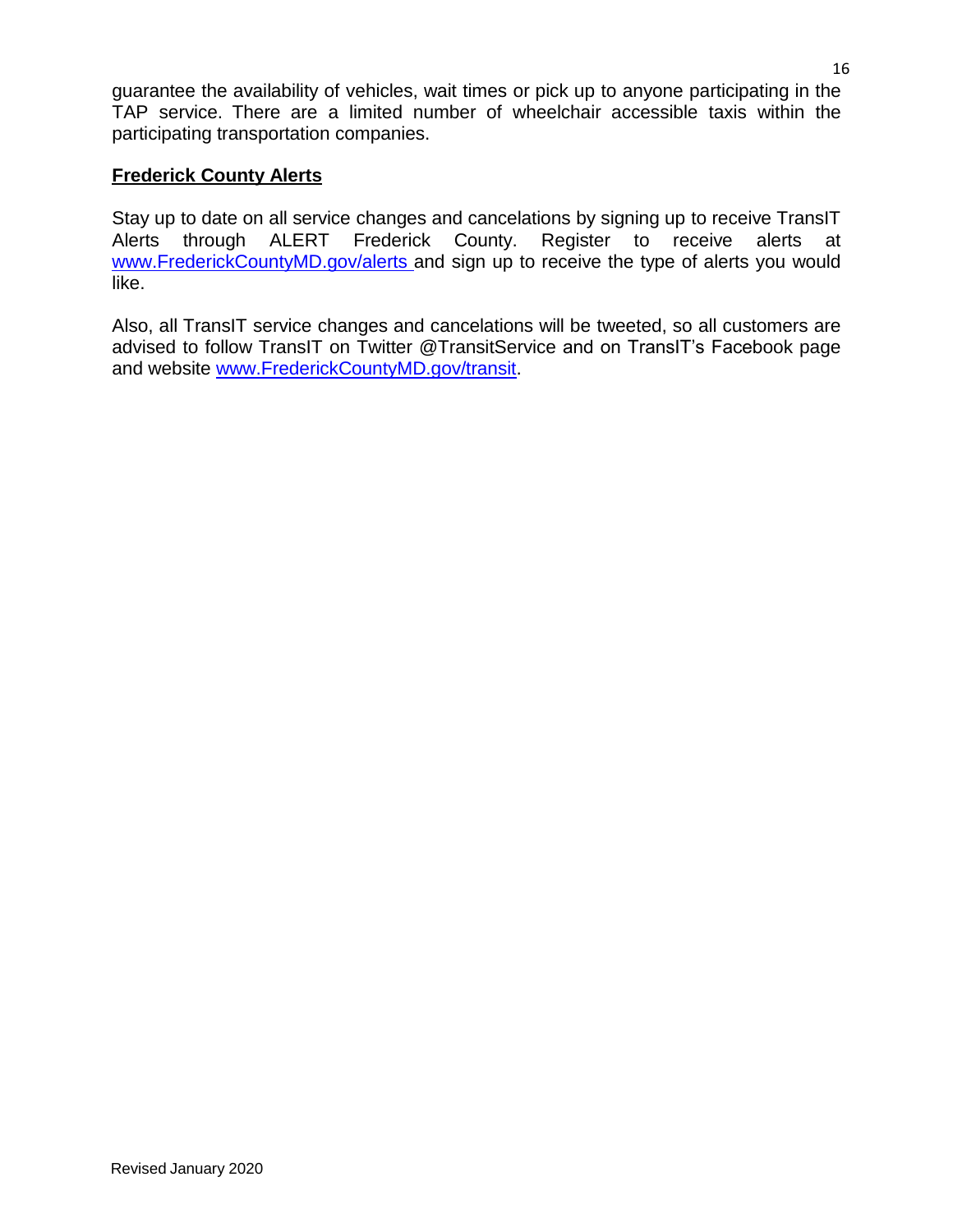guarantee the availability of vehicles, wait times or pick up to anyone participating in the TAP service. There are a limited number of wheelchair accessible taxis within the participating transportation companies.

## Frederick County Alerts

Stay up to date on all service changes and cancelations by signing up to receive TransIT Alerts through ALERT Frederick County. Register to receive alerts at www.FrederickCountyMD.gov/alerts and sign up to receive the type of alerts you would like.

Also, all TransIT service changes and cancelations will be tweeted, so all customers are advised to follow TransIT on Twitter @TransitService and on TransIT's Facebook page and website www.FrederickCountyMD.gov/transit.